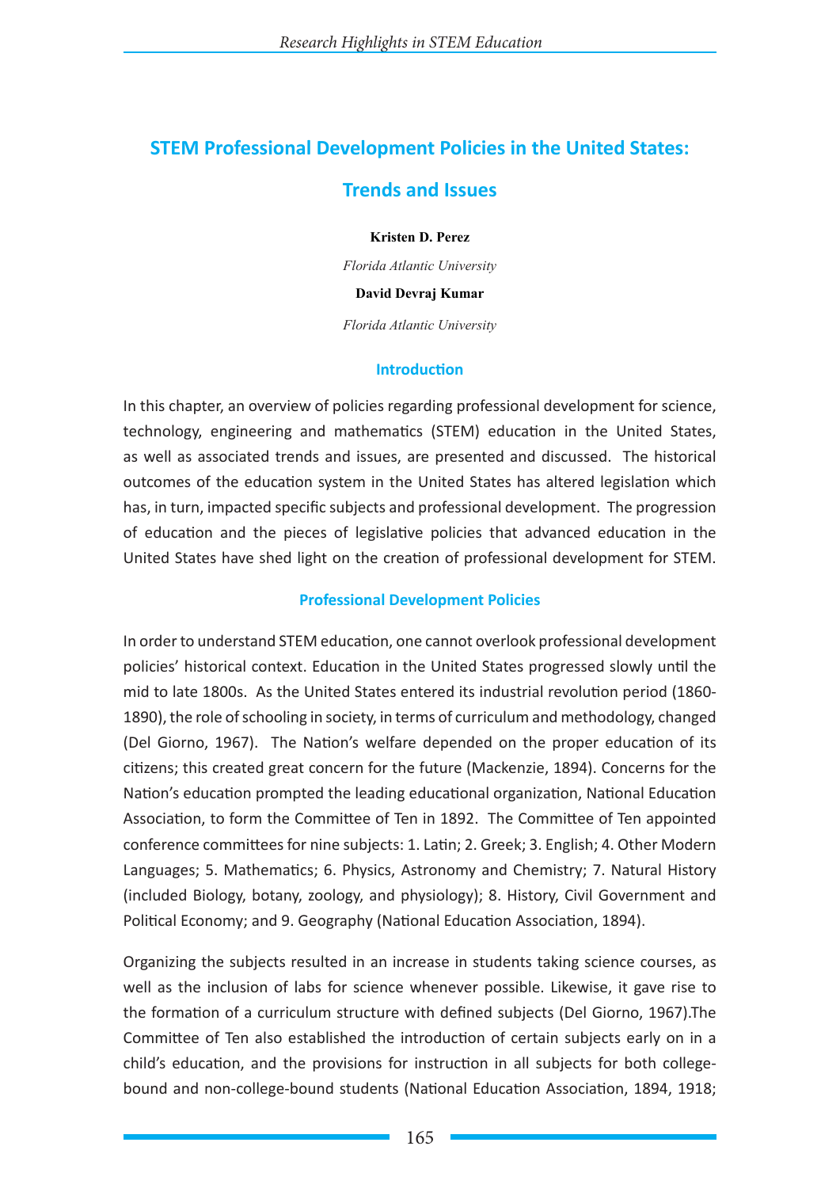# STEM Professional Development Policies in the United States: Trends and Issues

**Kristen D. Perez**

*Florida Atlantic University*

**David Devraj Kumar**

*Florida Atlantic University*

## Introduction

In this chapter, an overview of policies regarding professional development for science, technology, engineering and mathematics (STEM) education in the United States, as well as associated trends and issues, are presented and discussed. The historical outcomes of the education system in the United States has altered legislation which has, in turn, impacted specific subjects and professional development. The progression of education and the pieces of legislative policies that advanced education in the United States have shed light on the creation of professional development for STEM.

## Professional Development Policies

In order to understand STEM education, one cannot overlook professional development policies' historical context. Education in the United States progressed slowly until the mid to late 1800s. As the United States entered its industrial revolution period (1860-1890), the role of schooling in society, in terms of curriculum and methodology, changed (Del Giorno, 1967). The Nation's welfare depended on the proper education of its citizens; this created great concern for the future (Mackenzie, 1894). Concerns for the Nation's education prompted the leading educational organization, National Education Association, to form the Committee of Ten in 1892. The Committee of Ten appointed conference committees for nine subjects: 1. Latin; 2. Greek; 3. English; 4. Other Modern Languages; 5. Mathematics; 6. Physics, Astronomy and Chemistry; 7. Natural History (included Biology, botany, zoology, and physiology); 8. History, Civil Government and Political Economy; and 9. Geography (National Education Association, 1894).

Organizing the subjects resulted in an increase in students taking science courses, as well as the inclusion of labs for science whenever possible. Likewise, it gave rise to the formation of a curriculum structure with defined subjects (Del Giorno, 1967).The Committee of Ten also established the introduction of certain subjects early on in a child's education, and the provisions for instruction in all subjects for both college-bound and non-college-bound students (National Education Association, 1894, 1918;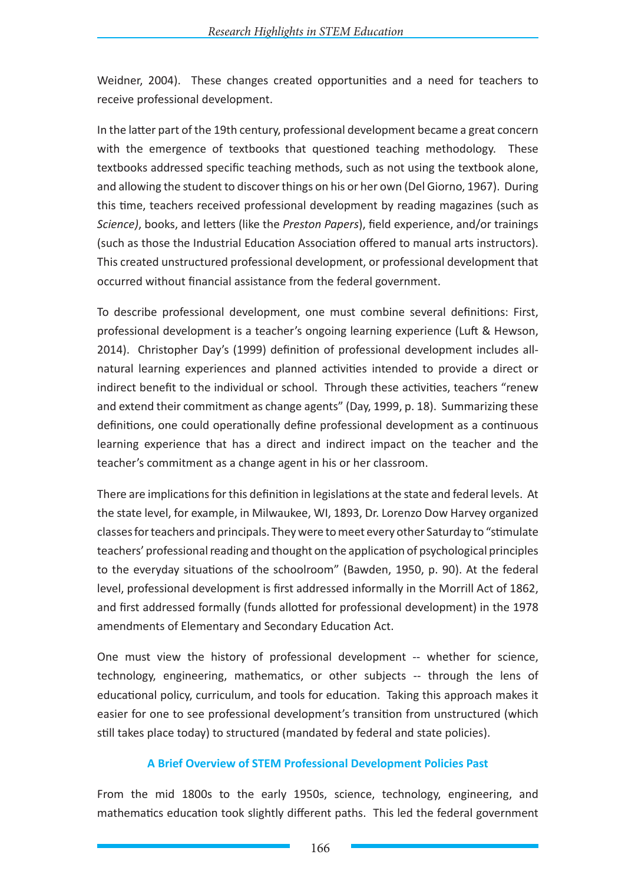Weidner, 2004). These changes created opportunities and a need for teachers to receive professional development.

In the latter part of the 19th century, professional development became a great concern with the emergence of textbooks that questioned teaching methodology. These textbooks addressed specific teaching methods, such as not using the textbook alone, and allowing the student to discover things on his or her own (Del Giorno, 1967). During this time, teachers received professional development by reading magazines (such as *Science)*, books, and letters (like the *Preston Papers*), field experience, and/or trainings (such as those the Industrial Education Association offered to manual arts instructors). This created unstructured professional development, or professional development that occurred without financial assistance from the federal government.

To describe professional development, one must combine several definitions: First, professional development is a teacher's ongoing learning experience (Luft & Hewson, 2014). Christopher Day's (1999) definition of professional development includes all-natural learning experiences and planned activities intended to provide a direct or indirect benefit to the individual or school. Through these activities, teachers "renew and extend their commitment as change agents" (Day, 1999, p. 18). Summarizing these definitions, one could operationally define professional development as a continuous learning experience that has a direct and indirect impact on the teacher and the teacher's commitment as a change agent in his or her classroom.

There are implications for this definition in legislations at the state and federal levels. At the state level, for example, in Milwaukee, WI, 1893, Dr. Lorenzo Dow Harvey organized classes for teachers and principals. They were to meet every other Saturday to "stimulate teachers' professional reading and thought on the application of psychological principles to the everyday situations of the schoolroom" (Bawden, 1950, p. 90). At the federal level, professional development is first addressed informally in the Morrill Act of 1862, and first addressed formally (funds allotted for professional development) in the 1978 amendments of Elementary and Secondary Education Act.

One must view the history of professional development -- whether for science, technology, engineering, mathematics, or other subjects -- through the lens of educational policy, curriculum, and tools for education. Taking this approach makes it easier for one to see professional development's transition from unstructured (which still takes place today) to structured (mandated by federal and state policies).

## A Brief Overview of STEM Professional Development Policies Past

From the mid 1800s to the early 1950s, science, technology, engineering, and mathematics education took slightly different paths. This led the federal government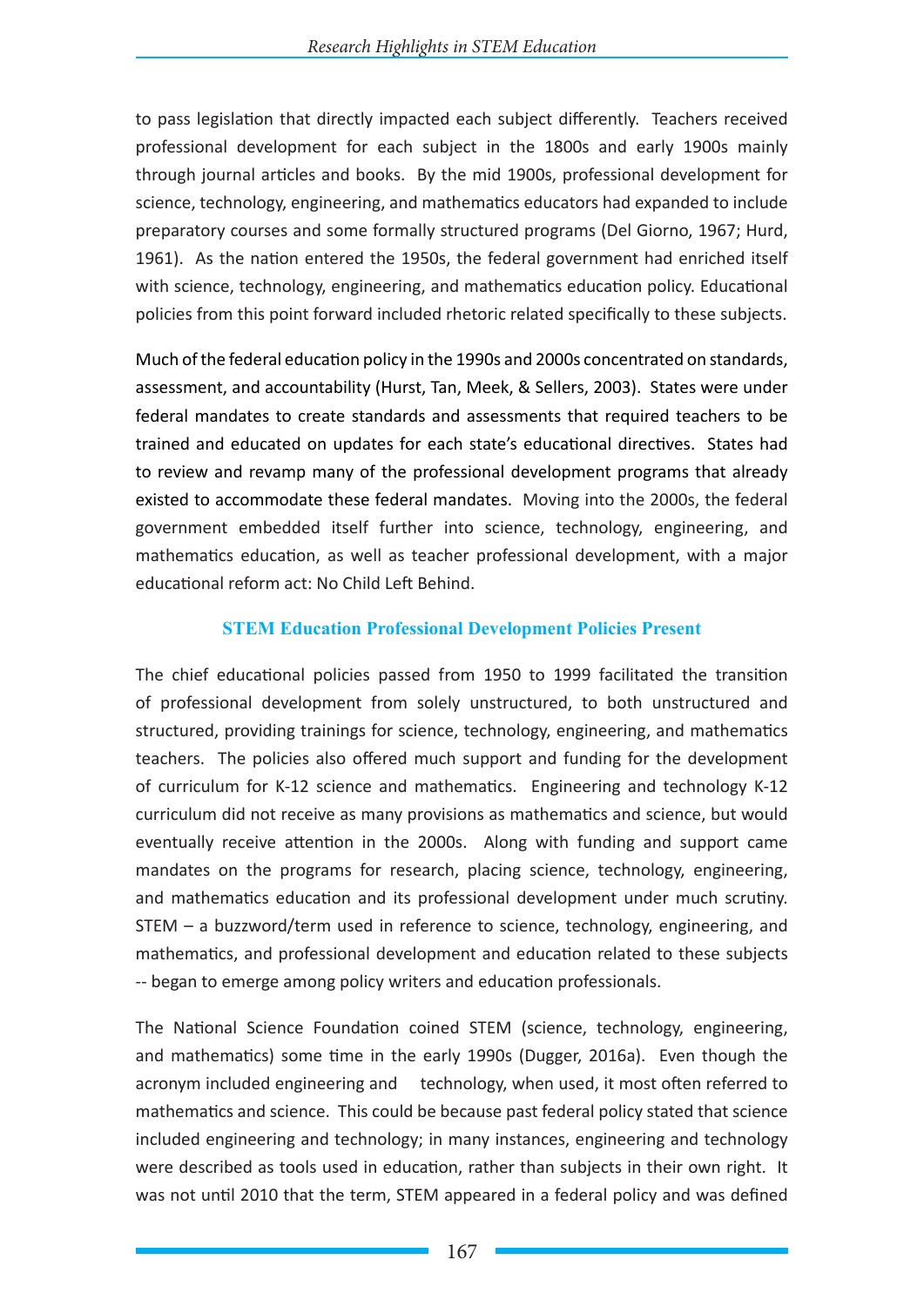to pass legislation that directly impacted each subject differently. Teachers received professional development for each subject in the 1800s and early 1900s mainly through journal articles and books. By the mid 1900s, professional development for science, technology, engineering, and mathematics educators had expanded to include preparatory courses and some formally structured programs (Del Giorno, 1967; Hurd, 1961). As the nation entered the 1950s, the federal government had enriched itself with science, technology, engineering, and mathematics education policy. Educational policies from this point forward included rhetoric related specifically to these subjects.

Much of the federal education policy in the 1990s and 2000s concentrated on standards, assessment, and accountability (Hurst, Tan, Meek, & Sellers, 2003). States were under federal mandates to create standards and assessments that required teachers to be trained and educated on updates for each state's educational directives. States had to review and revamp many of the professional development programs that already existed to accommodate these federal mandates. Moving into the 2000s, the federal government embedded itself further into science, technology, engineering, and mathematics education, as well as teacher professional development, with a major educational reform act: No Child Left Behind.

## STEM Education Professional Development Policies Present

The chief educational policies passed from 1950 to 1999 facilitated the transition of professional development from solely unstructured, to both unstructured and structured, providing trainings for science, technology, engineering, and mathematics teachers. The policies also offered much support and funding for the development of curriculum for K-12 science and mathematics. Engineering and technology K-12 curriculum did not receive as many provisions as mathematics and science, but would eventually receive attention in the 2000s. Along with funding and support came mandates on the programs for research, placing science, technology, engineering, and mathematics education and its professional development under much scrutiny. STEM – a buzzword/term used in reference to science, technology, engineering, and mathematics, and professional development and education related to these subjects -- began to emerge among policy writers and education professionals.

The National Science Foundation coined STEM (science, technology, engineering, and mathematics) some time in the early 1990s (Dugger, 2016a). Even though the acronym included engineering and technology, when used, it most often referred to mathematics and science. This could be because past federal policy stated that science included engineering and technology; in many instances, engineering and technology were described as tools used in education, rather than subjects in their own right. It was not until 2010 that the term, STEM appeared in a federal policy and was defined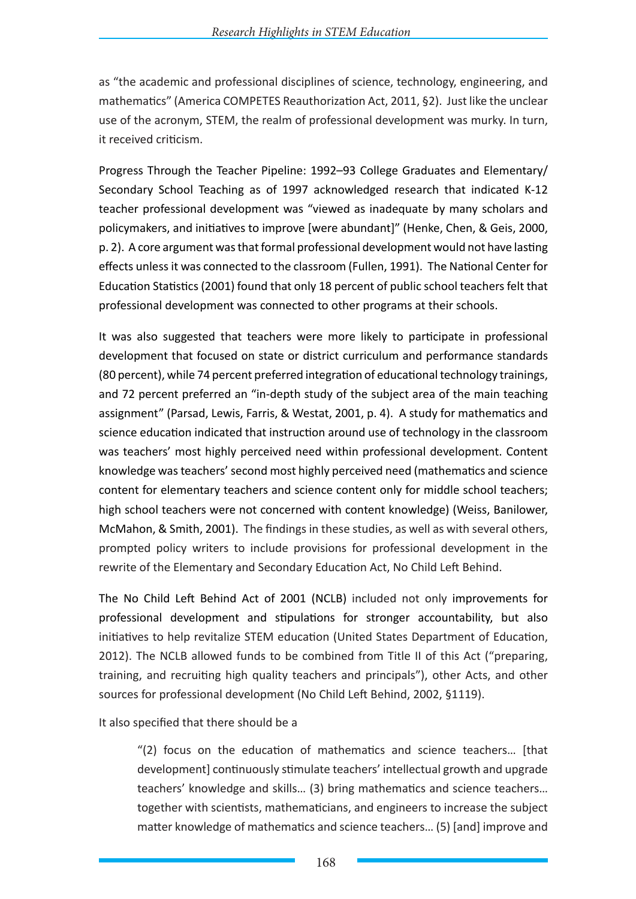as "the academic and professional disciplines of science, technology, engineering, and mathematics" (America COMPETES Reauthorization Act, 2011, §2). Just like the unclear use of the acronym, STEM, the realm of professional development was murky. In turn, it received criticism.

Progress Through the Teacher Pipeline: 1992–93 College Graduates and Elementary/ Secondary School Teaching as of 1997 acknowledged research that indicated K-12 teacher professional development was "viewed as inadequate by many scholars and policymakers, and initiatives to improve [were abundant]" (Henke, Chen, & Geis, 2000, p. 2). A core argument was that formal professional development would not have lasting effects unless it was connected to the classroom (Fullen, 1991). The National Center for Education Statistics (2001) found that only 18 percent of public school teachers felt that professional development was connected to other programs at their schools.

It was also suggested that teachers were more likely to participate in professional development that focused on state or district curriculum and performance standards (80 percent), while 74 percent preferred integration of educational technology trainings, and 72 percent preferred an "in-depth study of the subject area of the main teaching assignment" (Parsad, Lewis, Farris, & Westat, 2001, p. 4). A study for mathematics and science education indicated that instruction around use of technology in the classroom was teachers' most highly perceived need within professional development. Content knowledge was teachers' second most highly perceived need (mathematics and science content for elementary teachers and science content only for middle school teachers; high school teachers were not concerned with content knowledge) (Weiss, Banilower, McMahon, & Smith, 2001). The findings in these studies, as well as with several others, prompted policy writers to include provisions for professional development in the rewrite of the Elementary and Secondary Education Act, No Child Left Behind.

The No Child Left Behind Act of 2001 (NCLB) included not only improvements for professional development and stipulations for stronger accountability, but also initiatives to help revitalize STEM education (United States Department of Education, 2012). The NCLB allowed funds to be combined from Title II of this Act ("preparing, training, and recruiting high quality teachers and principals"), other Acts, and other sources for professional development (No Child Left Behind, 2002, §1119).

It also specified that there should be a

> "(2) focus on the education of mathematics and science teachers… [that development] continuously stimulate teachers' intellectual growth and upgrade teachers' knowledge and skills… (3) bring mathematics and science teachers… together with scientists, mathematicians, and engineers to increase the subject matter knowledge of mathematics and science teachers… (5) [and] improve and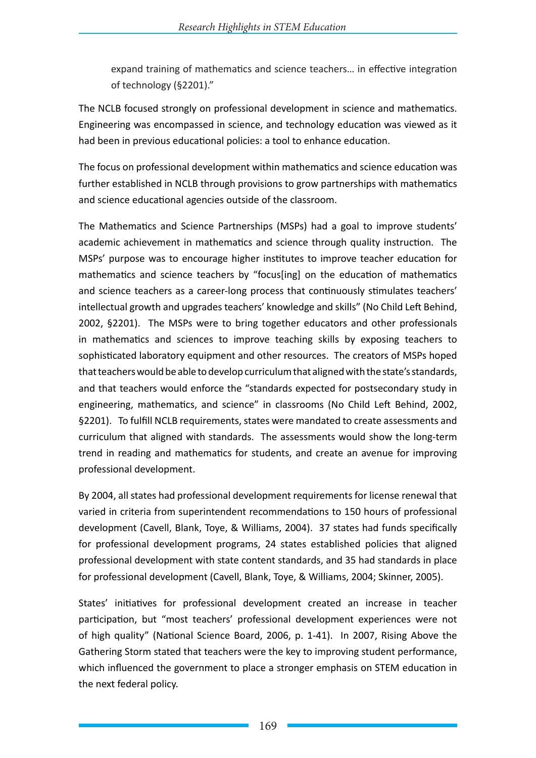expand training of mathematics and science teachers… in effective integration of technology (§2201)."

The NCLB focused strongly on professional development in science and mathematics. Engineering was encompassed in science, and technology education was viewed as it had been in previous educational policies: a tool to enhance education.

The focus on professional development within mathematics and science education was further established in NCLB through provisions to grow partnerships with mathematics and science educational agencies outside of the classroom.

The Mathematics and Science Partnerships (MSPs) had a goal to improve students' academic achievement in mathematics and science through quality instruction. The MSPs' purpose was to encourage higher institutes to improve teacher education for mathematics and science teachers by "focus[ing] on the education of mathematics and science teachers as a career-long process that continuously stimulates teachers' intellectual growth and upgrades teachers' knowledge and skills" (No Child Left Behind, 2002, §2201). The MSPs were to bring together educators and other professionals in mathematics and sciences to improve teaching skills by exposing teachers to sophisticated laboratory equipment and other resources. The creators of MSPs hoped that teachers would be able to develop curriculum that aligned with the state's standards, and that teachers would enforce the "standards expected for postsecondary study in engineering, mathematics, and science" in classrooms (No Child Left Behind, 2002, §2201). To fulfill NCLB requirements, states were mandated to create assessments and curriculum that aligned with standards. The assessments would show the long-term trend in reading and mathematics for students, and create an avenue for improving professional development.

By 2004, all states had professional development requirements for license renewal that varied in criteria from superintendent recommendations to 150 hours of professional development (Cavell, Blank, Toye, & Williams, 2004). 37 states had funds specifically for professional development programs, 24 states established policies that aligned professional development with state content standards, and 35 had standards in place for professional development (Cavell, Blank, Toye, & Williams, 2004; Skinner, 2005).

States' initiatives for professional development created an increase in teacher participation, but "most teachers' professional development experiences were not of high quality" (National Science Board, 2006, p. 1-41). In 2007, Rising Above the Gathering Storm stated that teachers were the key to improving student performance, which influenced the government to place a stronger emphasis on STEM education in the next federal policy.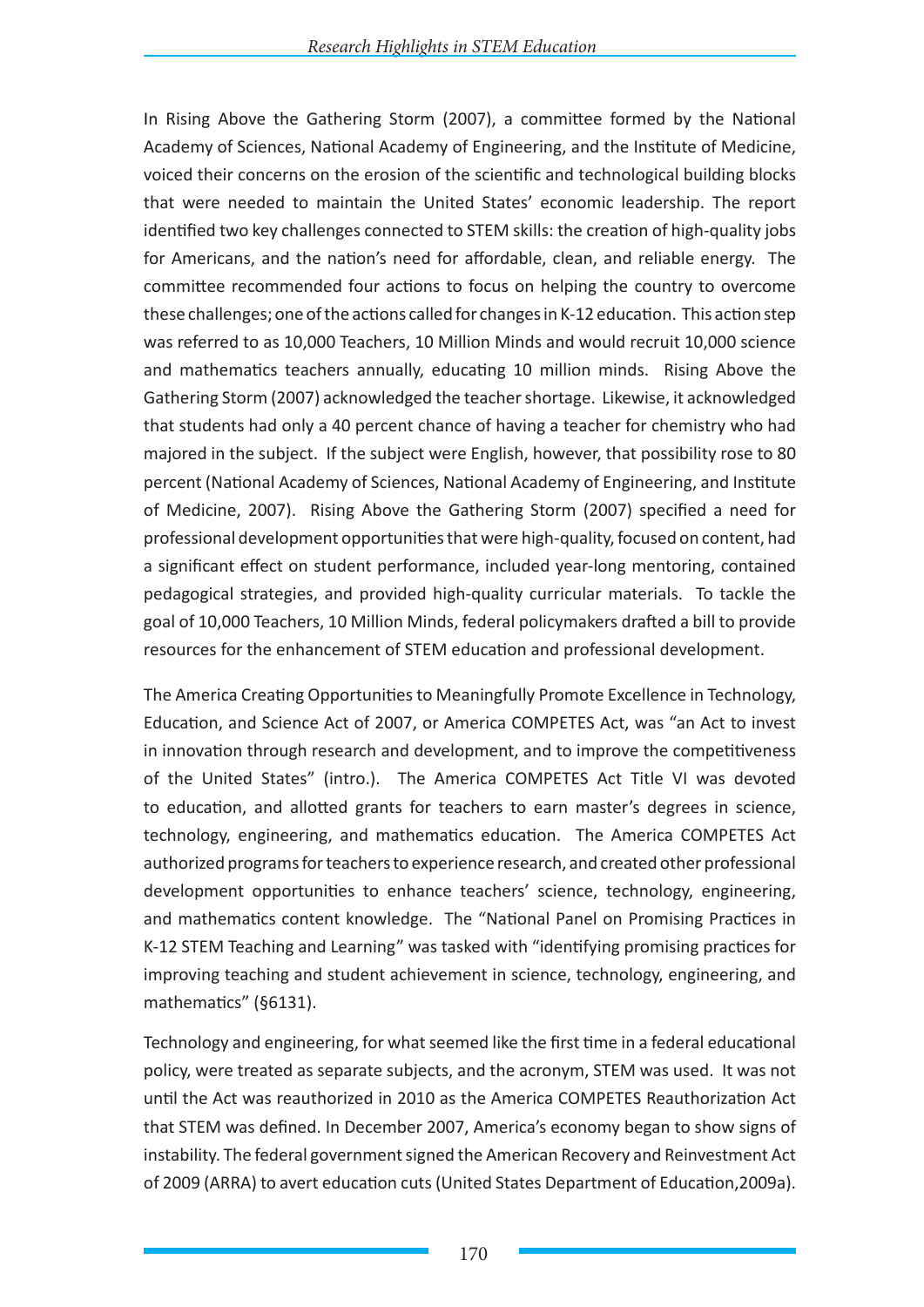In Rising Above the Gathering Storm (2007), a committee formed by the National Academy of Sciences, National Academy of Engineering, and the Institute of Medicine, voiced their concerns on the erosion of the scientific and technological building blocks that were needed to maintain the United States' economic leadership. The report identified two key challenges connected to STEM skills: the creation of high-quality jobs for Americans, and the nation's need for affordable, clean, and reliable energy. The committee recommended four actions to focus on helping the country to overcome these challenges; one of the actions called for changes in K-12 education. This action step was referred to as 10,000 Teachers, 10 Million Minds and would recruit 10,000 science and mathematics teachers annually, educating 10 million minds. Rising Above the Gathering Storm (2007) acknowledged the teacher shortage. Likewise, it acknowledged that students had only a 40 percent chance of having a teacher for chemistry who had majored in the subject. If the subject were English, however, that possibility rose to 80 percent (National Academy of Sciences, National Academy of Engineering, and Institute of Medicine, 2007). Rising Above the Gathering Storm (2007) specified a need for professional development opportunities that were high-quality, focused on content, had a significant effect on student performance, included year-long mentoring, contained pedagogical strategies, and provided high-quality curricular materials. To tackle the goal of 10,000 Teachers, 10 Million Minds, federal policymakers drafted a bill to provide resources for the enhancement of STEM education and professional development.

The America Creating Opportunities to Meaningfully Promote Excellence in Technology, Education, and Science Act of 2007, or America COMPETES Act, was "an Act to invest in innovation through research and development, and to improve the competitiveness of the United States" (intro.). The America COMPETES Act Title VI was devoted to education, and allotted grants for teachers to earn master's degrees in science, technology, engineering, and mathematics education. The America COMPETES Act authorized programs for teachers to experience research, and created other professional development opportunities to enhance teachers' science, technology, engineering, and mathematics content knowledge. The "National Panel on Promising Practices in K-12 STEM Teaching and Learning" was tasked with "identifying promising practices for improving teaching and student achievement in science, technology, engineering, and mathematics" (§6131).

Technology and engineering, for what seemed like the first time in a federal educational policy, were treated as separate subjects, and the acronym, STEM was used. It was not until the Act was reauthorized in 2010 as the America COMPETES Reauthorization Act that STEM was defined. In December 2007, America's economy began to show signs of instability. The federal government signed the American Recovery and Reinvestment Act of 2009 (ARRA) to avert education cuts (United States Department of Education,2009a).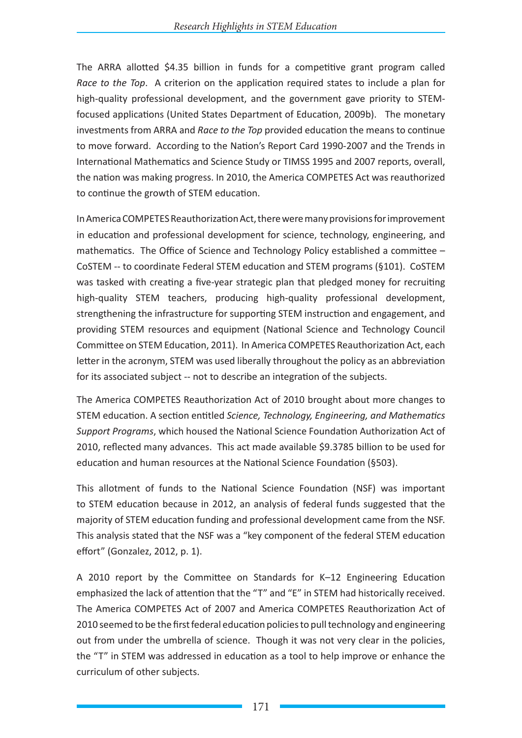The ARRA allotted $4.35 billion in funds for a competitive grant program called *Race to the Top*. A criterion on the application required states to include a plan for high-quality professional development, and the government gave priority to STEM-focused applications (United States Department of Education, 2009b). The monetary investments from ARRA and *Race to the Top* provided education the means to continue to move forward. According to the Nation's Report Card 1990-2007 and the Trends in International Mathematics and Science Study or TIMSS 1995 and 2007 reports, overall, the nation was making progress. In 2010, the America COMPETES Act was reauthorized to continue the growth of STEM education.

In America COMPETES Reauthorization Act, there were many provisions for improvement in education and professional development for science, technology, engineering, and mathematics. The Office of Science and Technology Policy established a committee – CoSTEM -- to coordinate Federal STEM education and STEM programs (§101). CoSTEM was tasked with creating a five-year strategic plan that pledged money for recruiting high-quality STEM teachers, producing high-quality professional development, strengthening the infrastructure for supporting STEM instruction and engagement, and providing STEM resources and equipment (National Science and Technology Council Committee on STEM Education, 2011). In America COMPETES Reauthorization Act, each letter in the acronym, STEM was used liberally throughout the policy as an abbreviation for its associated subject -- not to describe an integration of the subjects.

The America COMPETES Reauthorization Act of 2010 brought about more changes to STEM education. A section entitled *Science, Technology, Engineering, and Mathematics Support Programs*, which housed the National Science Foundation Authorization Act of 2010, reflected many advances. This act made available $9.3785 billion to be used for education and human resources at the National Science Foundation (§503).

This allotment of funds to the National Science Foundation (NSF) was important to STEM education because in 2012, an analysis of federal funds suggested that the majority of STEM education funding and professional development came from the NSF. This analysis stated that the NSF was a "key component of the federal STEM education effort" (Gonzalez, 2012, p. 1).

A 2010 report by the Committee on Standards for K–12 Engineering Education emphasized the lack of attention that the "T" and "E" in STEM had historically received. The America COMPETES Act of 2007 and America COMPETES Reauthorization Act of 2010 seemed to be the first federal education policies to pull technology and engineering out from under the umbrella of science. Though it was not very clear in the policies, the "T" in STEM was addressed in education as a tool to help improve or enhance the curriculum of other subjects.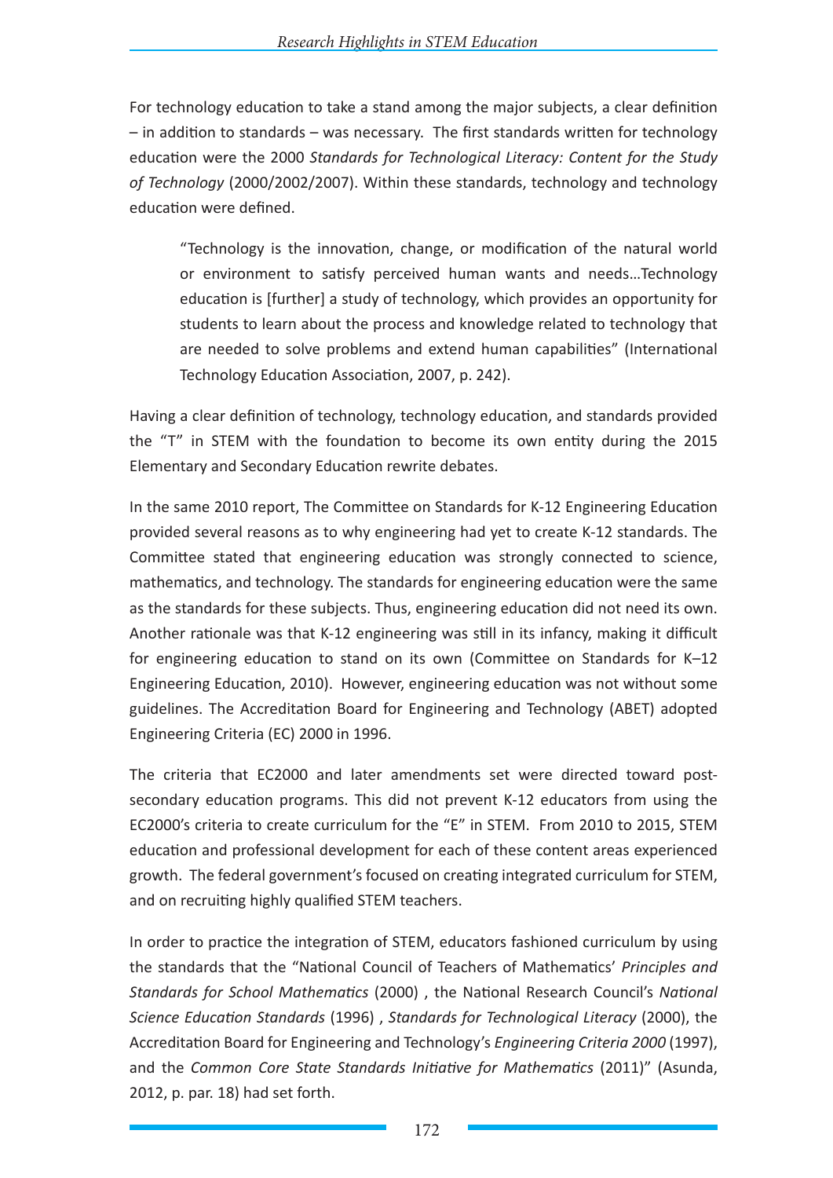For technology education to take a stand among the major subjects, a clear definition – in addition to standards – was necessary. The first standards written for technology education were the 2000 *Standards for Technological Literacy: Content for the Study of Technology* (2000/2002/2007). Within these standards, technology and technology education were defined.

> "Technology is the innovation, change, or modification of the natural world or environment to satisfy perceived human wants and needs…Technology education is [further] a study of technology, which provides an opportunity for students to learn about the process and knowledge related to technology that are needed to solve problems and extend human capabilities" (International Technology Education Association, 2007, p. 242).

Having a clear definition of technology, technology education, and standards provided the "T" in STEM with the foundation to become its own entity during the 2015 Elementary and Secondary Education rewrite debates.

In the same 2010 report, The Committee on Standards for K-12 Engineering Education provided several reasons as to why engineering had yet to create K-12 standards. The Committee stated that engineering education was strongly connected to science, mathematics, and technology. The standards for engineering education were the same as the standards for these subjects. Thus, engineering education did not need its own. Another rationale was that K-12 engineering was still in its infancy, making it difficult for engineering education to stand on its own (Committee on Standards for K–12 Engineering Education, 2010). However, engineering education was not without some guidelines. The Accreditation Board for Engineering and Technology (ABET) adopted Engineering Criteria (EC) 2000 in 1996.

The criteria that EC2000 and later amendments set were directed toward post-secondary education programs. This did not prevent K-12 educators from using the EC2000's criteria to create curriculum for the "E" in STEM. From 2010 to 2015, STEM education and professional development for each of these content areas experienced growth. The federal government's focused on creating integrated curriculum for STEM, and on recruiting highly qualified STEM teachers.

In order to practice the integration of STEM, educators fashioned curriculum by using the standards that the "National Council of Teachers of Mathematics' *Principles and Standards for School Mathematics* (2000) , the National Research Council's *National Science Education Standards* (1996) , *Standards for Technological Literacy* (2000), the Accreditation Board for Engineering and Technology's *Engineering Criteria 2000* (1997), and the *Common Core State Standards Initiative for Mathematics* (2011)" (Asunda, 2012, p. par. 18) had set forth.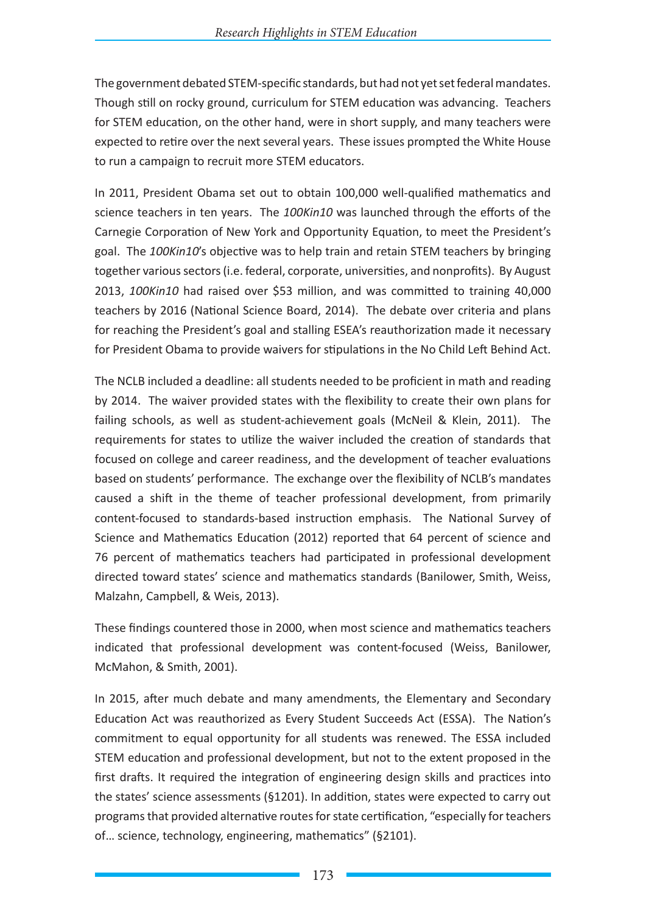The government debated STEM-specific standards, but had not yet set federal mandates. Though still on rocky ground, curriculum for STEM education was advancing. Teachers for STEM education, on the other hand, were in short supply, and many teachers were expected to retire over the next several years. These issues prompted the White House to run a campaign to recruit more STEM educators.

In 2011, President Obama set out to obtain 100,000 well-qualified mathematics and science teachers in ten years. The *100Kin10* was launched through the efforts of the Carnegie Corporation of New York and Opportunity Equation, to meet the President's goal. The *100Kin10*'s objective was to help train and retain STEM teachers by bringing together various sectors (i.e. federal, corporate, universities, and nonprofits). By August 2013, *100Kin10* had raised over $53 million, and was committed to training 40,000 teachers by 2016 (National Science Board, 2014). The debate over criteria and plans for reaching the President's goal and stalling ESEA's reauthorization made it necessary for President Obama to provide waivers for stipulations in the No Child Left Behind Act.

The NCLB included a deadline: all students needed to be proficient in math and reading by 2014. The waiver provided states with the flexibility to create their own plans for failing schools, as well as student-achievement goals (McNeil & Klein, 2011). The requirements for states to utilize the waiver included the creation of standards that focused on college and career readiness, and the development of teacher evaluations based on students' performance. The exchange over the flexibility of NCLB's mandates caused a shift in the theme of teacher professional development, from primarily content-focused to standards-based instruction emphasis. The National Survey of Science and Mathematics Education (2012) reported that 64 percent of science and 76 percent of mathematics teachers had participated in professional development directed toward states' science and mathematics standards (Banilower, Smith, Weiss, Malzahn, Campbell, & Weis, 2013).

These findings countered those in 2000, when most science and mathematics teachers indicated that professional development was content-focused (Weiss, Banilower, McMahon, & Smith, 2001).

In 2015, after much debate and many amendments, the Elementary and Secondary Education Act was reauthorized as Every Student Succeeds Act (ESSA). The Nation's commitment to equal opportunity for all students was renewed. The ESSA included STEM education and professional development, but not to the extent proposed in the first drafts. It required the integration of engineering design skills and practices into the states' science assessments (§1201). In addition, states were expected to carry out programs that provided alternative routes for state certification, "especially for teachers of… science, technology, engineering, mathematics" (§2101).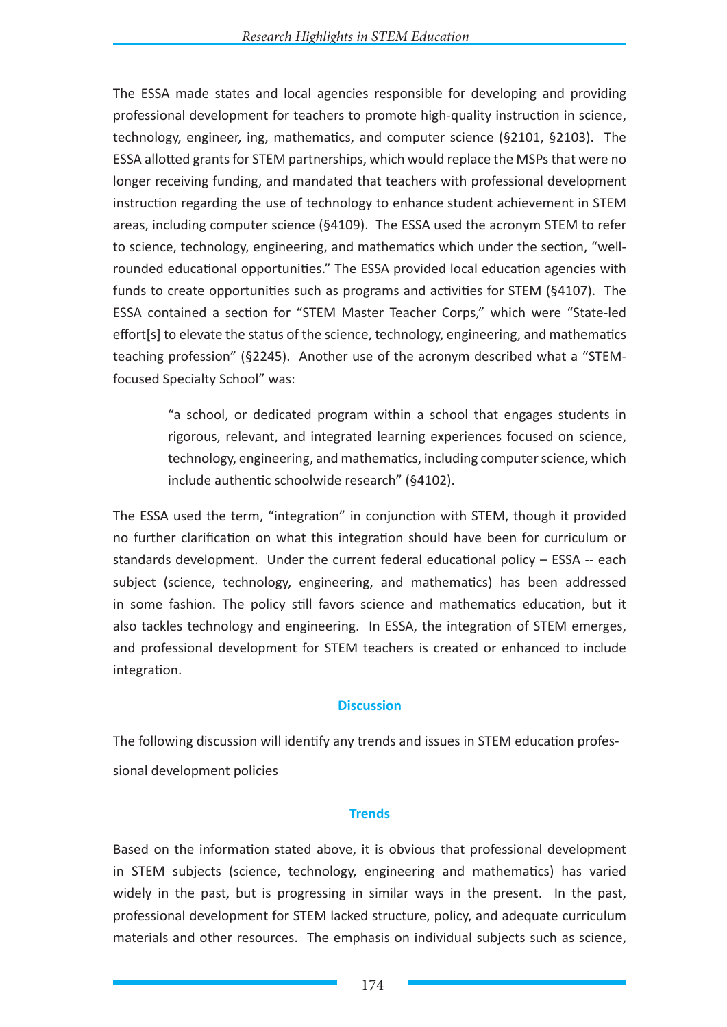The ESSA made states and local agencies responsible for developing and providing professional development for teachers to promote high-quality instruction in science, technology, engineer, ing, mathematics, and computer science (§2101, §2103). The ESSA allotted grants for STEM partnerships, which would replace the MSPs that were no longer receiving funding, and mandated that teachers with professional development instruction regarding the use of technology to enhance student achievement in STEM areas, including computer science (§4109). The ESSA used the acronym STEM to refer to science, technology, engineering, and mathematics which under the section, "well-rounded educational opportunities." The ESSA provided local education agencies with funds to create opportunities such as programs and activities for STEM (§4107). The ESSA contained a section for "STEM Master Teacher Corps," which were "State-led effort[s] to elevate the status of the science, technology, engineering, and mathematics teaching profession" (§2245). Another use of the acronym described what a "STEM-focused Specialty School" was:

> "a school, or dedicated program within a school that engages students in rigorous, relevant, and integrated learning experiences focused on science, technology, engineering, and mathematics, including computer science, which include authentic schoolwide research" (§4102).

The ESSA used the term, "integration" in conjunction with STEM, though it provided no further clarification on what this integration should have been for curriculum or standards development. Under the current federal educational policy – ESSA -- each subject (science, technology, engineering, and mathematics) has been addressed in some fashion. The policy still favors science and mathematics education, but it also tackles technology and engineering. In ESSA, the integration of STEM emerges, and professional development for STEM teachers is created or enhanced to include integration.

## Discussion

The following discussion will identify any trends and issues in STEM education professional development policies

### Trends

Based on the information stated above, it is obvious that professional development in STEM subjects (science, technology, engineering and mathematics) has varied widely in the past, but is progressing in similar ways in the present. In the past, professional development for STEM lacked structure, policy, and adequate curriculum materials and other resources. The emphasis on individual subjects such as science,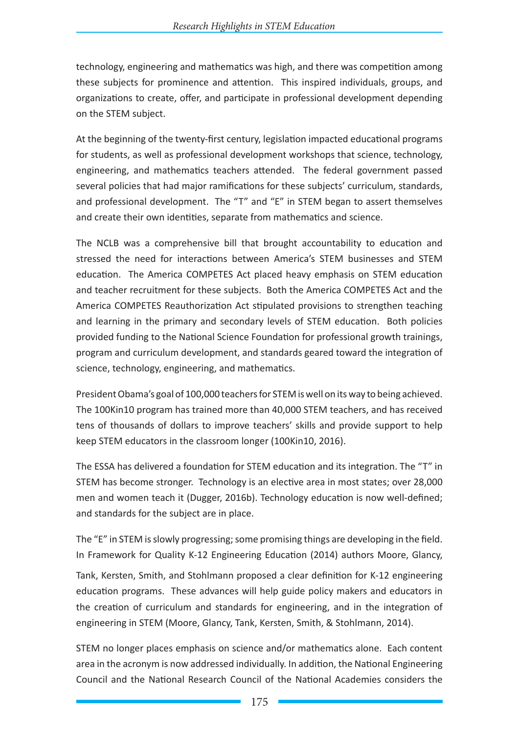technology, engineering and mathematics was high, and there was competition among these subjects for prominence and attention. This inspired individuals, groups, and organizations to create, offer, and participate in professional development depending on the STEM subject.

At the beginning of the twenty-first century, legislation impacted educational programs for students, as well as professional development workshops that science, technology, engineering, and mathematics teachers attended. The federal government passed several policies that had major ramifications for these subjects' curriculum, standards, and professional development. The "T" and "E" in STEM began to assert themselves and create their own identities, separate from mathematics and science.

The NCLB was a comprehensive bill that brought accountability to education and stressed the need for interactions between America's STEM businesses and STEM education. The America COMPETES Act placed heavy emphasis on STEM education and teacher recruitment for these subjects. Both the America COMPETES Act and the America COMPETES Reauthorization Act stipulated provisions to strengthen teaching and learning in the primary and secondary levels of STEM education. Both policies provided funding to the National Science Foundation for professional growth trainings, program and curriculum development, and standards geared toward the integration of science, technology, engineering, and mathematics.

President Obama's goal of 100,000 teachers for STEM is well on its way to being achieved. The 100Kin10 program has trained more than 40,000 STEM teachers, and has received tens of thousands of dollars to improve teachers' skills and provide support to help keep STEM educators in the classroom longer (100Kin10, 2016).

The ESSA has delivered a foundation for STEM education and its integration. The "T" in STEM has become stronger. Technology is an elective area in most states; over 28,000 men and women teach it (Dugger, 2016b). Technology education is now well-defined; and standards for the subject are in place.

The "E" in STEM is slowly progressing; some promising things are developing in the field. In Framework for Quality K-12 Engineering Education (2014) authors Moore, Glancy, Tank, Kersten, Smith, and Stohlmann proposed a clear definition for K-12 engineering education programs. These advances will help guide policy makers and educators in the creation of curriculum and standards for engineering, and in the integration of engineering in STEM (Moore, Glancy, Tank, Kersten, Smith, & Stohlmann, 2014).

STEM no longer places emphasis on science and/or mathematics alone. Each content area in the acronym is now addressed individually. In addition, the National Engineering Council and the National Research Council of the National Academies considers the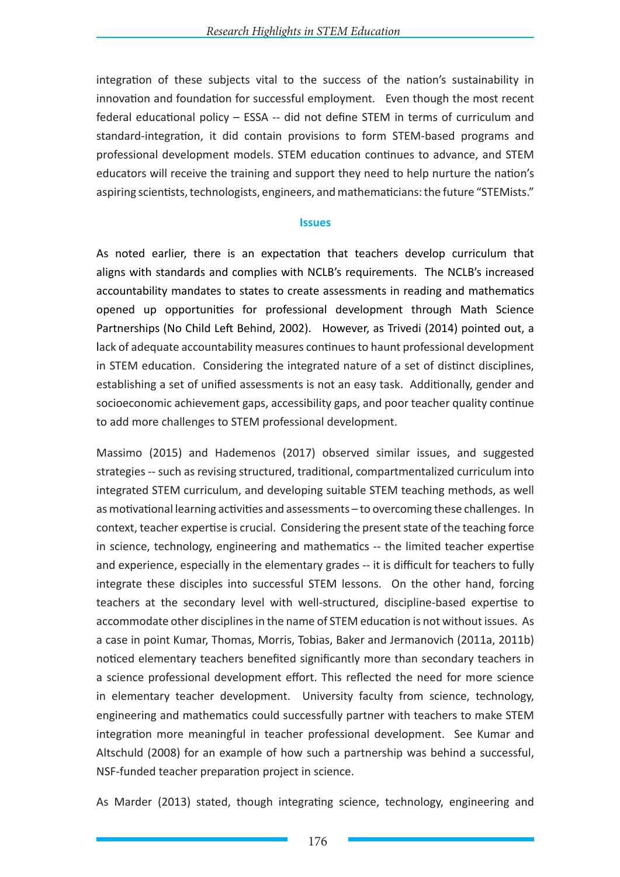integration of these subjects vital to the success of the nation's sustainability in innovation and foundation for successful employment. Even though the most recent federal educational policy – ESSA -- did not define STEM in terms of curriculum and standard-integration, it did contain provisions to form STEM-based programs and professional development models. STEM education continues to advance, and STEM educators will receive the training and support they need to help nurture the nation's aspiring scientists, technologists, engineers, and mathematicians: the future "STEMists."

## Issues

As noted earlier, there is an expectation that teachers develop curriculum that aligns with standards and complies with NCLB's requirements. The NCLB's increased accountability mandates to states to create assessments in reading and mathematics opened up opportunities for professional development through Math Science Partnerships (No Child Left Behind, 2002). However, as Trivedi (2014) pointed out, a lack of adequate accountability measures continues to haunt professional development in STEM education. Considering the integrated nature of a set of distinct disciplines, establishing a set of unified assessments is not an easy task. Additionally, gender and socioeconomic achievement gaps, accessibility gaps, and poor teacher quality continue to add more challenges to STEM professional development.

Massimo (2015) and Hademenos (2017) observed similar issues, and suggested strategies -- such as revising structured, traditional, compartmentalized curriculum into integrated STEM curriculum, and developing suitable STEM teaching methods, as well as motivational learning activities and assessments – to overcoming these challenges. In context, teacher expertise is crucial. Considering the present state of the teaching force in science, technology, engineering and mathematics -- the limited teacher expertise and experience, especially in the elementary grades -- it is difficult for teachers to fully integrate these disciples into successful STEM lessons. On the other hand, forcing teachers at the secondary level with well-structured, discipline-based expertise to accommodate other disciplines in the name of STEM education is not without issues. As a case in point Kumar, Thomas, Morris, Tobias, Baker and Jermanovich (2011a, 2011b) noticed elementary teachers benefited significantly more than secondary teachers in a science professional development effort. This reflected the need for more science in elementary teacher development. University faculty from science, technology, engineering and mathematics could successfully partner with teachers to make STEM integration more meaningful in teacher professional development. See Kumar and Altschuld (2008) for an example of how such a partnership was behind a successful, NSF-funded teacher preparation project in science.

As Marder (2013) stated, though integrating science, technology, engineering and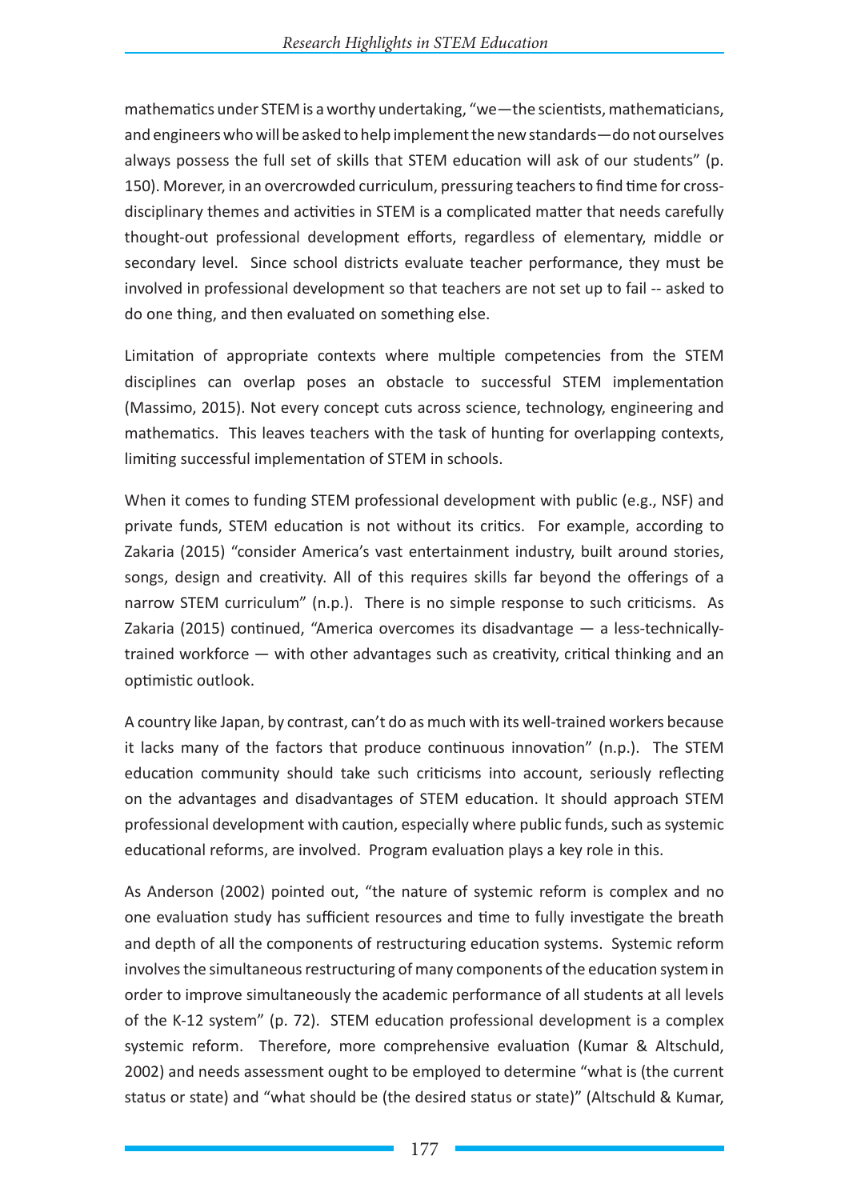mathematics under STEM is a worthy undertaking, "we—the scientists, mathematicians, and engineers who will be asked to help implement the new standards—do not ourselves always possess the full set of skills that STEM education will ask of our students" (p. 150). Morever, in an overcrowded curriculum, pressuring teachers to find time for cross-disciplinary themes and activities in STEM is a complicated matter that needs carefully thought-out professional development efforts, regardless of elementary, middle or secondary level. Since school districts evaluate teacher performance, they must be involved in professional development so that teachers are not set up to fail -- asked to do one thing, and then evaluated on something else.

Limitation of appropriate contexts where multiple competencies from the STEM disciplines can overlap poses an obstacle to successful STEM implementation (Massimo, 2015). Not every concept cuts across science, technology, engineering and mathematics. This leaves teachers with the task of hunting for overlapping contexts, limiting successful implementation of STEM in schools.

When it comes to funding STEM professional development with public (e.g., NSF) and private funds, STEM education is not without its critics. For example, according to Zakaria (2015) "consider America's vast entertainment industry, built around stories, songs, design and creativity. All of this requires skills far beyond the offerings of a narrow STEM curriculum" (n.p.). There is no simple response to such criticisms. As Zakaria (2015) continued, "America overcomes its disadvantage — a less-technically-trained workforce — with other advantages such as creativity, critical thinking and an optimistic outlook.

A country like Japan, by contrast, can't do as much with its well-trained workers because it lacks many of the factors that produce continuous innovation" (n.p.). The STEM education community should take such criticisms into account, seriously reflecting on the advantages and disadvantages of STEM education. It should approach STEM professional development with caution, especially where public funds, such as systemic educational reforms, are involved. Program evaluation plays a key role in this.

As Anderson (2002) pointed out, "the nature of systemic reform is complex and no one evaluation study has sufficient resources and time to fully investigate the breath and depth of all the components of restructuring education systems. Systemic reform involves the simultaneous restructuring of many components of the education system in order to improve simultaneously the academic performance of all students at all levels of the K-12 system" (p. 72). STEM education professional development is a complex systemic reform. Therefore, more comprehensive evaluation (Kumar & Altschuld, 2002) and needs assessment ought to be employed to determine "what is (the current status or state) and "what should be (the desired status or state)" (Altschuld & Kumar,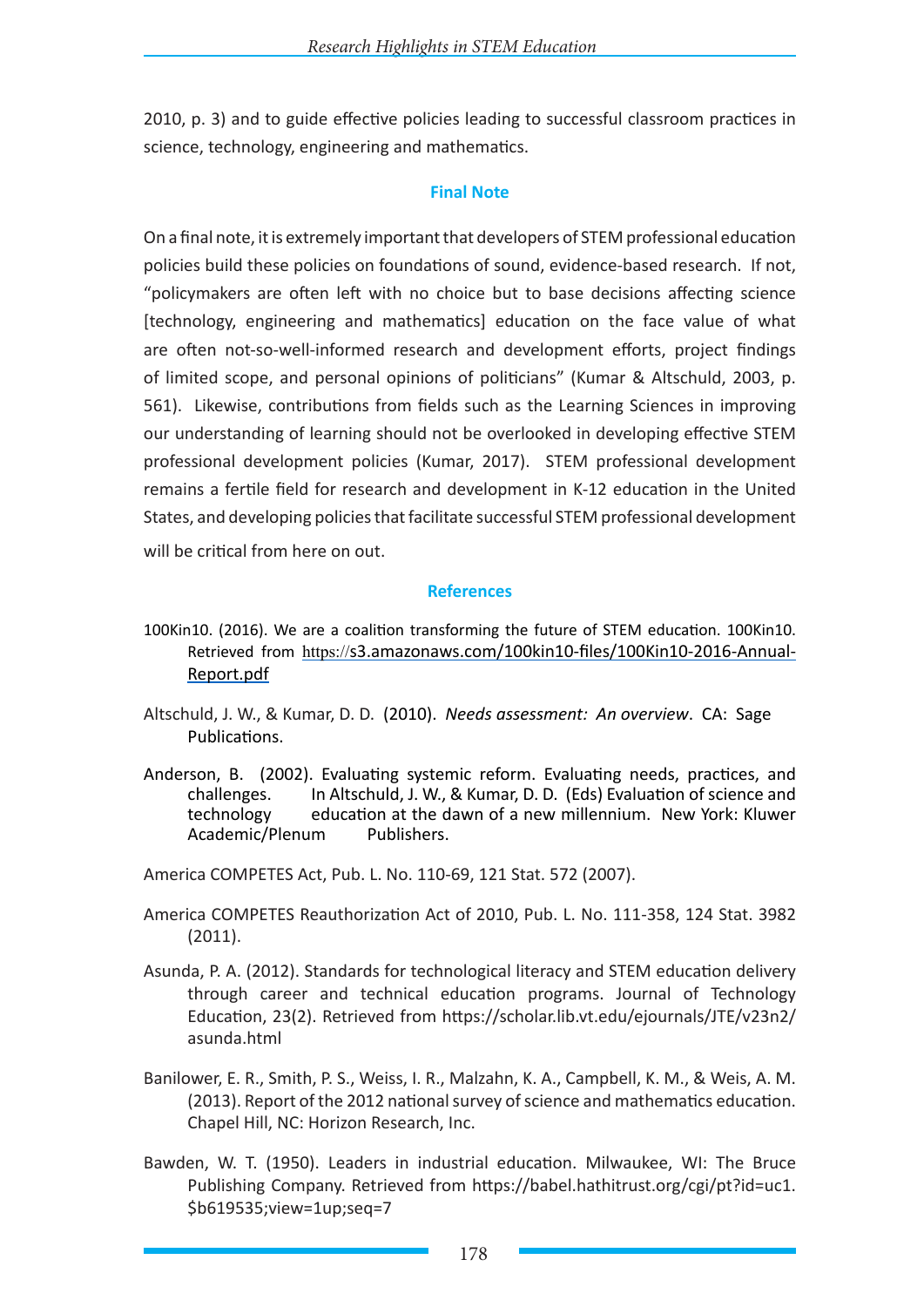2010, p. 3) and to guide effective policies leading to successful classroom practices in science, technology, engineering and mathematics.

## Final Note

On a final note, it is extremely important that developers of STEM professional education policies build these policies on foundations of sound, evidence-based research. If not, "policymakers are often left with no choice but to base decisions affecting science [technology, engineering and mathematics] education on the face value of what are often not-so-well-informed research and development efforts, project findings of limited scope, and personal opinions of politicians" (Kumar & Altschuld, 2003, p. 561). Likewise, contributions from fields such as the Learning Sciences in improving our understanding of learning should not be overlooked in developing effective STEM professional development policies (Kumar, 2017). STEM professional development remains a fertile field for research and development in K-12 education in the United States, and developing policies that facilitate successful STEM professional development will be critical from here on out.

## References

100Kin10. (2016). We are a coalition transforming the future of STEM education. 100Kin10. Retrieved from https://s3.amazonaws.com/100kin10-files/100Kin10-2016-Annual-Report.pdf

Altschuld, J. W., & Kumar, D. D. (2010). *Needs assessment: An overview*. CA: Sage Publications.

Anderson, B. (2002). Evaluating systemic reform. Evaluating needs, practices, and challenges. In Altschuld, J. W., & Kumar, D. D. (Eds) Evaluation of science and technology education at the dawn of a new millennium. New York: Kluwer Academic/Plenum Publishers.

America COMPETES Act, Pub. L. No. 110-69, 121 Stat. 572 (2007).

America COMPETES Reauthorization Act of 2010, Pub. L. No. 111-358, 124 Stat. 3982 (2011).

Asunda, P. A. (2012). Standards for technological literacy and STEM education delivery through career and technical education programs. Journal of Technology Education, 23(2). Retrieved from https://scholar.lib.vt.edu/ejournals/JTE/v23n2/asunda.html

Banilower, E. R., Smith, P. S., Weiss, I. R., Malzahn, K. A., Campbell, K. M., & Weis, A. M. (2013). Report of the 2012 national survey of science and mathematics education. Chapel Hill, NC: Horizon Research, Inc.

Bawden, W. T. (1950). Leaders in industrial education. Milwaukee, WI: The Bruce Publishing Company. Retrieved from https://babel.hathitrust.org/cgi/pt?id=uc1.$b619535;view=1up;seq=7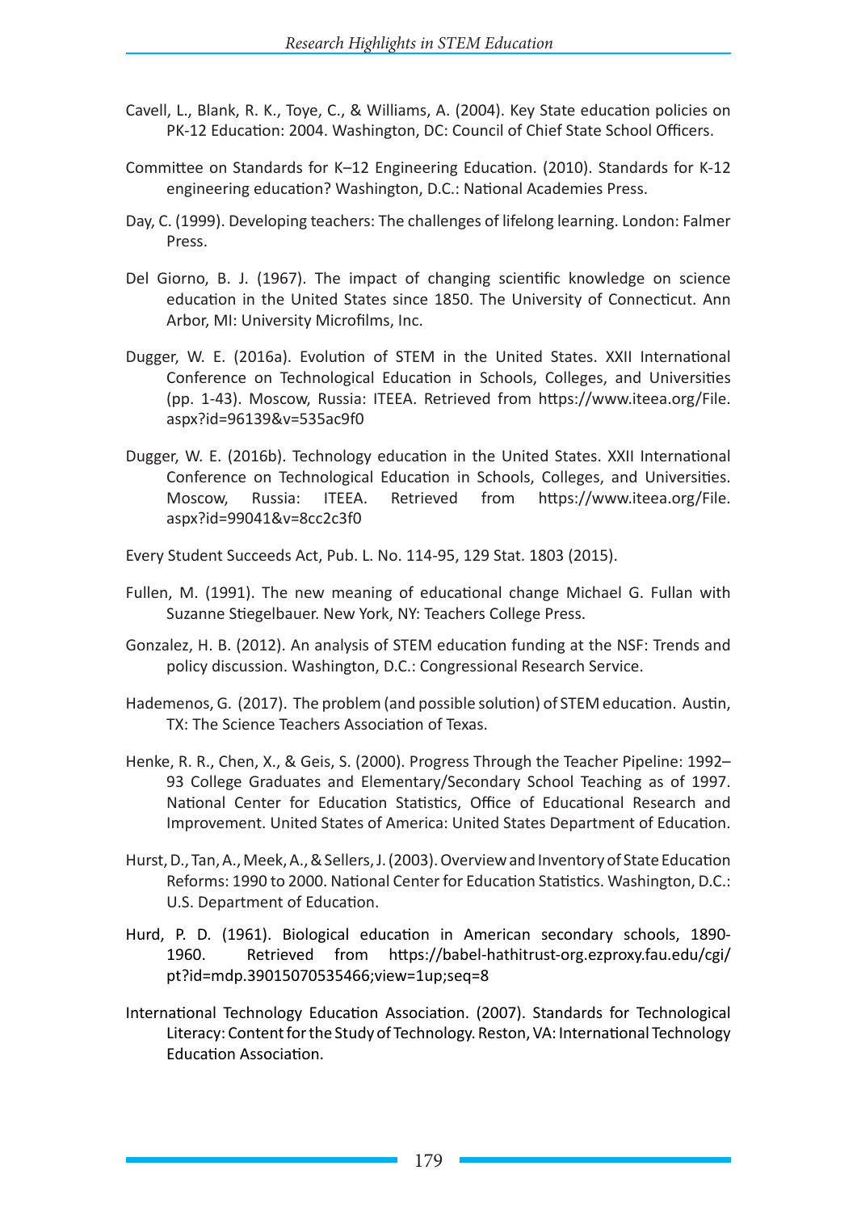Cavell, L., Blank, R. K., Toye, C., & Williams, A. (2004). Key State education policies on PK-12 Education: 2004. Washington, DC: Council of Chief State School Officers.

Committee on Standards for K–12 Engineering Education. (2010). Standards for K-12 engineering education? Washington, D.C.: National Academies Press.

Day, C. (1999). Developing teachers: The challenges of lifelong learning. London: Falmer Press.

Del Giorno, B. J. (1967). The impact of changing scientific knowledge on science education in the United States since 1850. The University of Connecticut. Ann Arbor, MI: University Microfilms, Inc.

Dugger, W. E. (2016a). Evolution of STEM in the United States. XXII International Conference on Technological Education in Schools, Colleges, and Universities (pp. 1-43). Moscow, Russia: ITEEA. Retrieved from https://www.iteea.org/File.aspx?id=96139&v=535ac9f0

Dugger, W. E. (2016b). Technology education in the United States. XXII International Conference on Technological Education in Schools, Colleges, and Universities. Moscow, Russia: ITEEA. Retrieved from https://www.iteea.org/File.aspx?id=99041&v=8cc2c3f0

Every Student Succeeds Act, Pub. L. No. 114-95, 129 Stat. 1803 (2015).

Fullen, M. (1991). The new meaning of educational change Michael G. Fullan with Suzanne Stiegelbauer. New York, NY: Teachers College Press.

Gonzalez, H. B. (2012). An analysis of STEM education funding at the NSF: Trends and policy discussion. Washington, D.C.: Congressional Research Service.

Hademenos, G. (2017). The problem (and possible solution) of STEM education. Austin, TX: The Science Teachers Association of Texas.

Henke, R. R., Chen, X., & Geis, S. (2000). Progress Through the Teacher Pipeline: 1992–93 College Graduates and Elementary/Secondary School Teaching as of 1997. National Center for Education Statistics, Office of Educational Research and Improvement. United States of America: United States Department of Education.

Hurst, D., Tan, A., Meek, A., & Sellers, J. (2003). Overview and Inventory of State Education Reforms: 1990 to 2000. National Center for Education Statistics. Washington, D.C.: U.S. Department of Education.

Hurd, P. D. (1961). Biological education in American secondary schools, 1890-1960. Retrieved from https://babel-hathitrust-org.ezproxy.fau.edu/cgi/pt?id=mdp.39015070535466;view=1up;seq=8

International Technology Education Association. (2007). Standards for Technological Literacy: Content for the Study of Technology. Reston, VA: International Technology Education Association.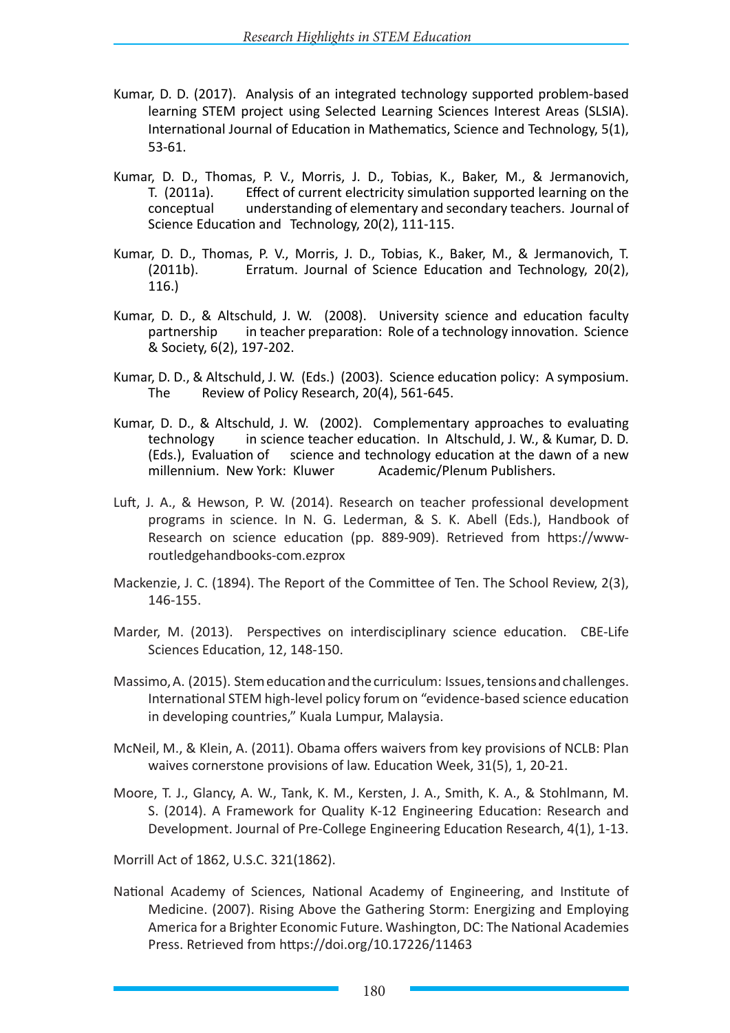Kumar, D. D. (2017). Analysis of an integrated technology supported problem-based learning STEM project using Selected Learning Sciences Interest Areas (SLSIA). International Journal of Education in Mathematics, Science and Technology, 5(1), 53-61.

Kumar, D. D., Thomas, P. V., Morris, J. D., Tobias, K., Baker, M., & Jermanovich, T. (2011a). Effect of current electricity simulation supported learning on the conceptual understanding of elementary and secondary teachers. Journal of Science Education and Technology, 20(2), 111-115.

Kumar, D. D., Thomas, P. V., Morris, J. D., Tobias, K., Baker, M., & Jermanovich, T. (2011b). Erratum. Journal of Science Education and Technology, 20(2), 116.)

Kumar, D. D., & Altschuld, J. W. (2008). University science and education faculty partnership in teacher preparation: Role of a technology innovation. Science & Society, 6(2), 197-202.

Kumar, D. D., & Altschuld, J. W. (Eds.) (2003). Science education policy: A symposium. The Review of Policy Research, 20(4), 561-645.

Kumar, D. D., & Altschuld, J. W. (2002). Complementary approaches to evaluating technology in science teacher education. In Altschuld, J. W., & Kumar, D. D. (Eds.), Evaluation of science and technology education at the dawn of a new millennium. New York: Kluwer Academic/Plenum Publishers.

Luft, J. A., & Hewson, P. W. (2014). Research on teacher professional development programs in science. In N. G. Lederman, & S. K. Abell (Eds.), Handbook of Research on science education (pp. 889-909). Retrieved from https://www-routledgehandbooks-com.ezprox

Mackenzie, J. C. (1894). The Report of the Committee of Ten. The School Review, 2(3), 146-155.

Marder, M. (2013). Perspectives on interdisciplinary science education. CBE-Life Sciences Education, 12, 148-150.

Massimo, A. (2015). Stem education and the curriculum: Issues, tensions and challenges. International STEM high-level policy forum on "evidence-based science education in developing countries," Kuala Lumpur, Malaysia.

McNeil, M., & Klein, A. (2011). Obama offers waivers from key provisions of NCLB: Plan waives cornerstone provisions of law. Education Week, 31(5), 1, 20-21.

Moore, T. J., Glancy, A. W., Tank, K. M., Kersten, J. A., Smith, K. A., & Stohlmann, M. S. (2014). A Framework for Quality K-12 Engineering Education: Research and Development. Journal of Pre-College Engineering Education Research, 4(1), 1-13.

Morrill Act of 1862, U.S.C. 321(1862).

National Academy of Sciences, National Academy of Engineering, and Institute of Medicine. (2007). Rising Above the Gathering Storm: Energizing and Employing America for a Brighter Economic Future. Washington, DC: The National Academies Press. Retrieved from https://doi.org/10.17226/11463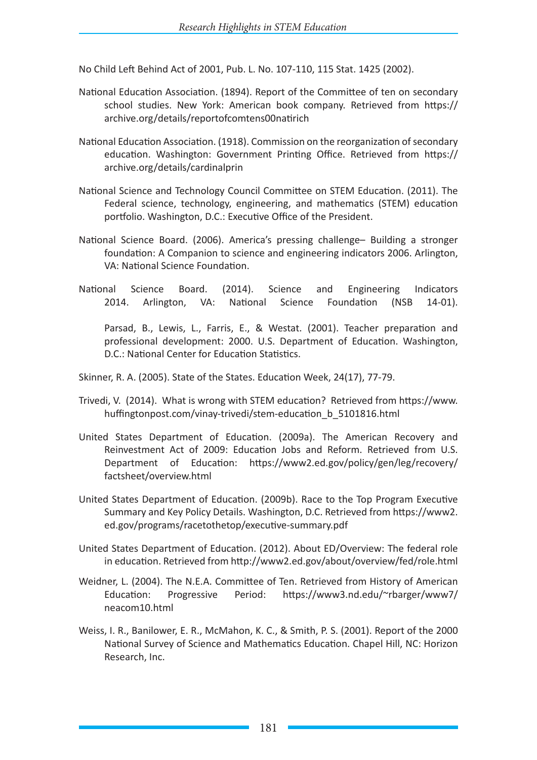No Child Left Behind Act of 2001, Pub. L. No. 107-110, 115 Stat. 1425 (2002).

National Education Association. (1894). Report of the Committee of ten on secondary school studies. New York: American book company. Retrieved from https://archive.org/details/reportofcomtens00natirich

National Education Association. (1918). Commission on the reorganization of secondary education. Washington: Government Printing Office. Retrieved from https://archive.org/details/cardinalprin

National Science and Technology Council Committee on STEM Education. (2011). The Federal science, technology, engineering, and mathematics (STEM) education portfolio. Washington, D.C.: Executive Office of the President.

National Science Board. (2006). America's pressing challenge– Building a stronger foundation: A Companion to science and engineering indicators 2006. Arlington, VA: National Science Foundation.

National Science Board. (2014). Science and Engineering Indicators 2014. Arlington, VA: National Science Foundation (NSB 14-01).

Parsad, B., Lewis, L., Farris, E., & Westat. (2001). Teacher preparation and professional development: 2000. U.S. Department of Education. Washington, D.C.: National Center for Education Statistics.

Skinner, R. A. (2005). State of the States. Education Week, 24(17), 77-79.

Trivedi, V. (2014). What is wrong with STEM education? Retrieved from https://www.huffingtonpost.com/vinay-trivedi/stem-education_b_5101816.html

United States Department of Education. (2009a). The American Recovery and Reinvestment Act of 2009: Education Jobs and Reform. Retrieved from U.S. Department of Education: https://www2.ed.gov/policy/gen/leg/recovery/factsheet/overview.html

United States Department of Education. (2009b). Race to the Top Program Executive Summary and Key Policy Details. Washington, D.C. Retrieved from https://www2.ed.gov/programs/racetothetop/executive-summary.pdf

United States Department of Education. (2012). About ED/Overview: The federal role in education. Retrieved from http://www2.ed.gov/about/overview/fed/role.html

Weidner, L. (2004). The N.E.A. Committee of Ten. Retrieved from History of American Education: Progressive Period: https://www3.nd.edu/~rbarger/www7/neacom10.html

Weiss, I. R., Banilower, E. R., McMahon, K. C., & Smith, P. S. (2001). Report of the 2000 National Survey of Science and Mathematics Education. Chapel Hill, NC: Horizon Research, Inc.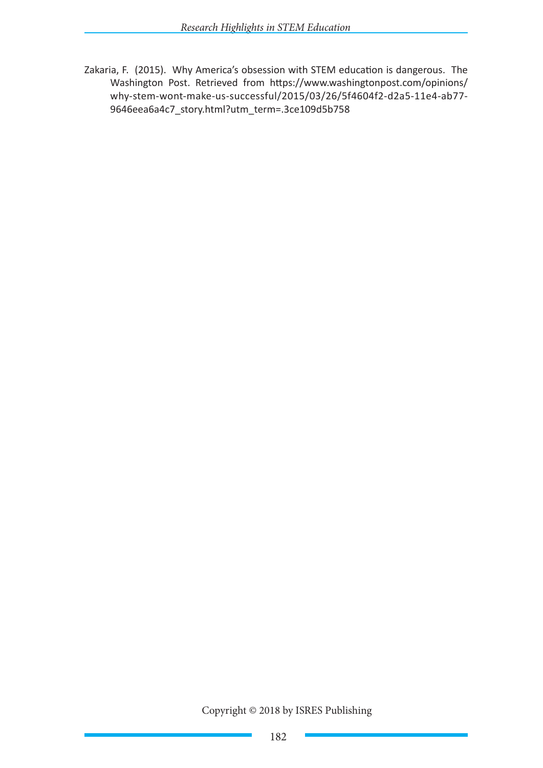Zakaria, F. (2015). Why America's obsession with STEM education is dangerous. The Washington Post. Retrieved from https://www.washingtonpost.com/opinions/why-stem-wont-make-us-successful/2015/03/26/5f4604f2-d2a5-11e4-ab77-9646eea6a4c7_story.html?utm_term=.3ce109d5b758

Copyright © 2018 by ISRES Publishing